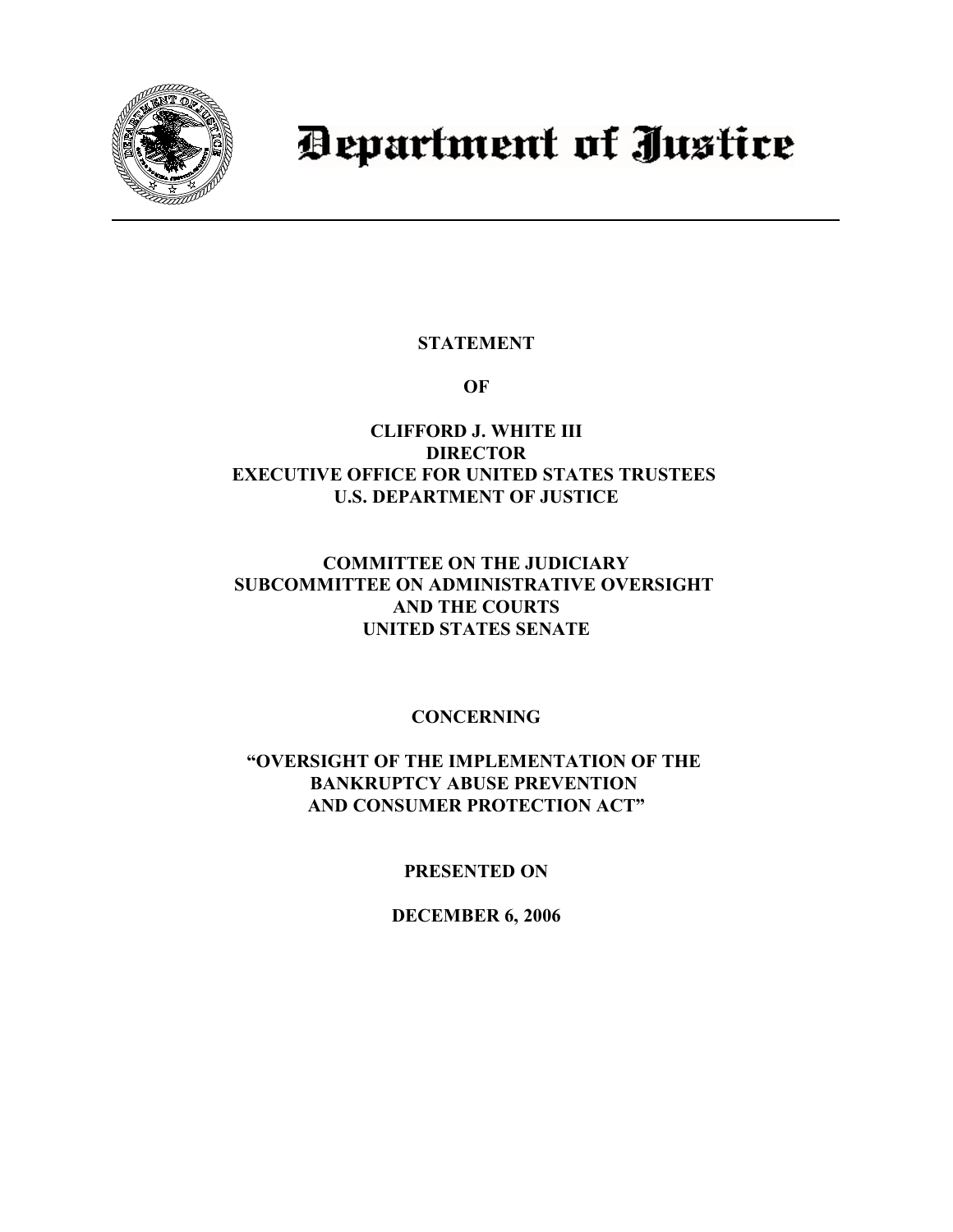# Department of Justice

---

**STATEMENT**

**OF**

**CLIFFORD J. WHITE III**
**DIRECTOR**
**EXECUTIVE OFFICE FOR UNITED STATES TRUSTEES**
**U.S. DEPARTMENT OF JUSTICE**

**COMMITTEE ON THE JUDICIARY**
**SUBCOMMITTEE ON ADMINISTRATIVE OVERSIGHT**
**AND THE COURTS**
**UNITED STATES SENATE**

**CONCERNING**

**"OVERSIGHT OF THE IMPLEMENTATION OF THE BANKRUPTCY ABUSE PREVENTION AND CONSUMER PROTECTION ACT"**

**PRESENTED ON**

**DECEMBER 6, 2006**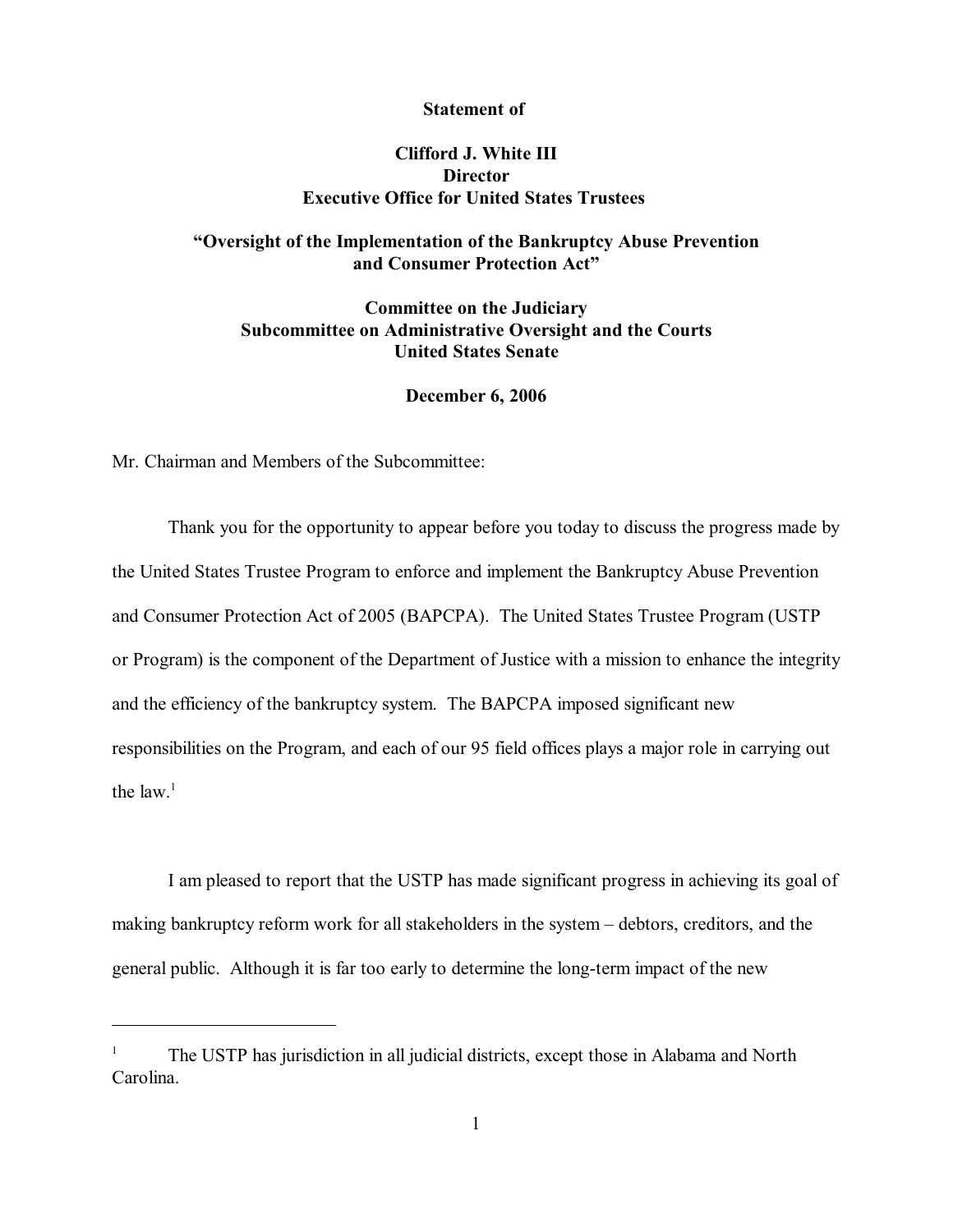**Statement of**

**Clifford J. White III**
**Director**
**Executive Office for United States Trustees**

**"Oversight of the Implementation of the Bankruptcy Abuse Prevention and Consumer Protection Act"**

**Committee on the Judiciary**
**Subcommittee on Administrative Oversight and the Courts**
**United States Senate**

**December 6, 2006**

Mr. Chairman and Members of the Subcommittee:

Thank you for the opportunity to appear before you today to discuss the progress made by the United States Trustee Program to enforce and implement the Bankruptcy Abuse Prevention and Consumer Protection Act of 2005 (BAPCPA). The United States Trustee Program (USTP or Program) is the component of the Department of Justice with a mission to enhance the integrity and the efficiency of the bankruptcy system. The BAPCPA imposed significant new responsibilities on the Program, and each of our 95 field offices plays a major role in carrying out the law.[1]

I am pleased to report that the USTP has made significant progress in achieving its goal of making bankruptcy reform work for all stakeholders in the system – debtors, creditors, and the general public. Although it is far too early to determine the long-term impact of the new

---

[1] The USTP has jurisdiction in all judicial districts, except those in Alabama and North Carolina.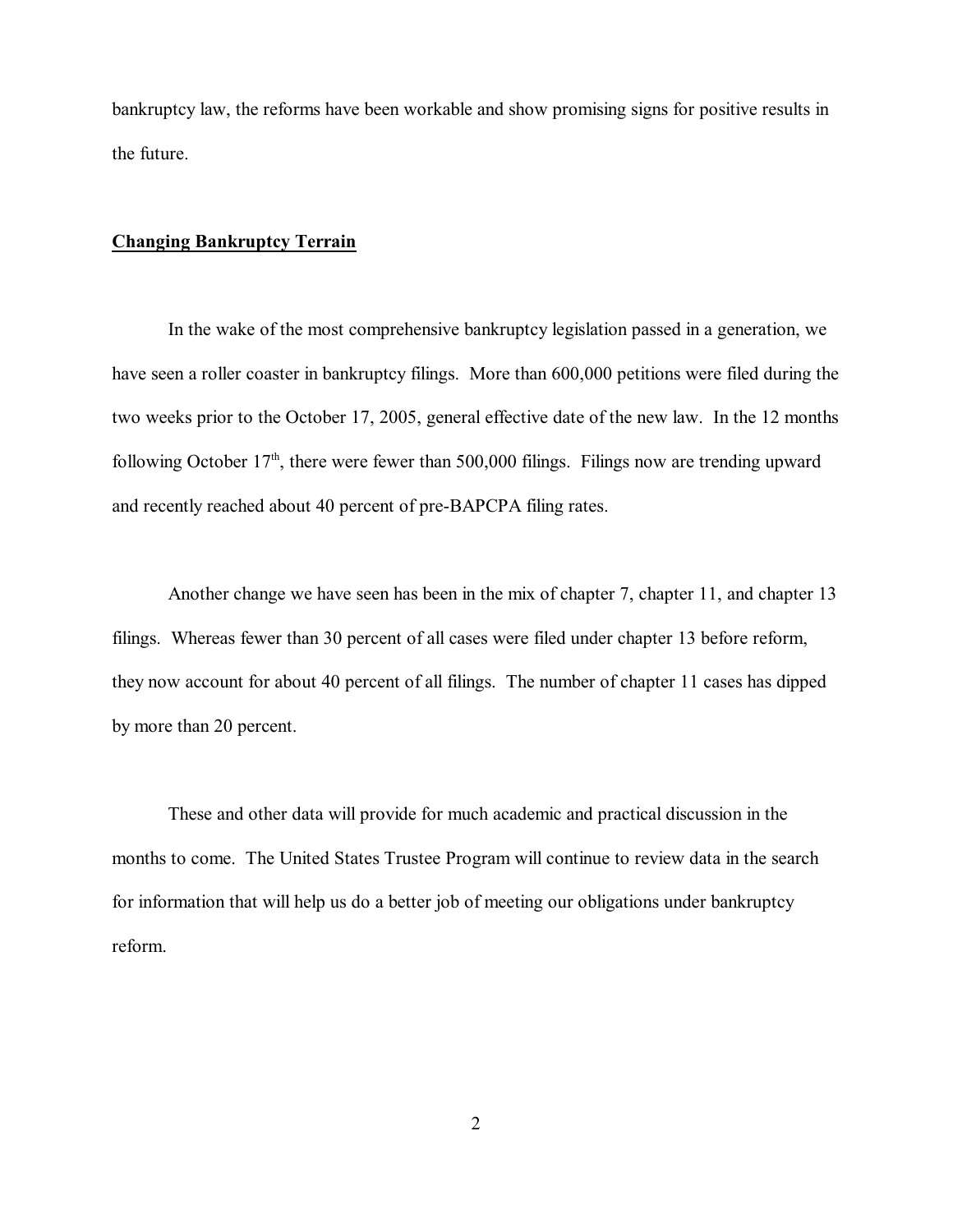bankruptcy law, the reforms have been workable and show promising signs for positive results in the future.

## Changing Bankruptcy Terrain

In the wake of the most comprehensive bankruptcy legislation passed in a generation, we have seen a roller coaster in bankruptcy filings. More than 600,000 petitions were filed during the two weeks prior to the October 17, 2005, general effective date of the new law. In the 12 months following October 17th, there were fewer than 500,000 filings. Filings now are trending upward and recently reached about 40 percent of pre-BAPCPA filing rates.

Another change we have seen has been in the mix of chapter 7, chapter 11, and chapter 13 filings. Whereas fewer than 30 percent of all cases were filed under chapter 13 before reform, they now account for about 40 percent of all filings. The number of chapter 11 cases has dipped by more than 20 percent.

These and other data will provide for much academic and practical discussion in the months to come. The United States Trustee Program will continue to review data in the search for information that will help us do a better job of meeting our obligations under bankruptcy reform.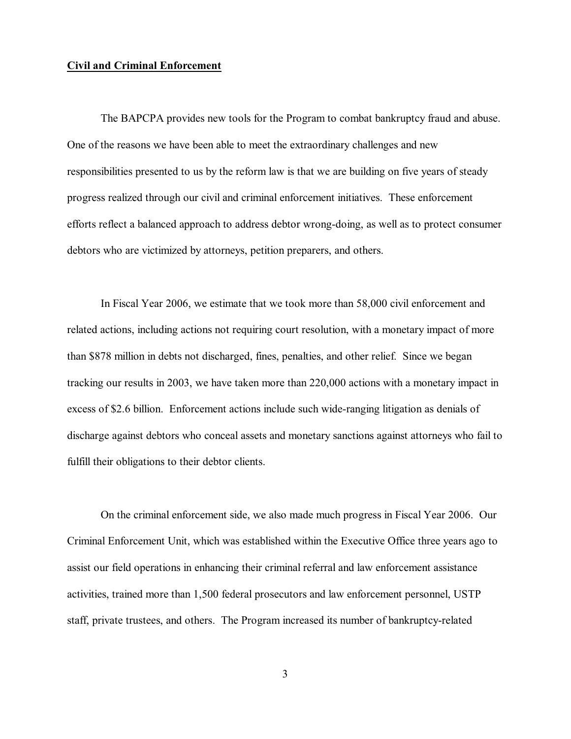**Civil and Criminal Enforcement**

The BAPCPA provides new tools for the Program to combat bankruptcy fraud and abuse. One of the reasons we have been able to meet the extraordinary challenges and new responsibilities presented to us by the reform law is that we are building on five years of steady progress realized through our civil and criminal enforcement initiatives. These enforcement efforts reflect a balanced approach to address debtor wrong-doing, as well as to protect consumer debtors who are victimized by attorneys, petition preparers, and others.

In Fiscal Year 2006, we estimate that we took more than 58,000 civil enforcement and related actions, including actions not requiring court resolution, with a monetary impact of more than $878 million in debts not discharged, fines, penalties, and other relief. Since we began tracking our results in 2003, we have taken more than 220,000 actions with a monetary impact in excess of $2.6 billion. Enforcement actions include such wide-ranging litigation as denials of discharge against debtors who conceal assets and monetary sanctions against attorneys who fail to fulfill their obligations to their debtor clients.

On the criminal enforcement side, we also made much progress in Fiscal Year 2006. Our Criminal Enforcement Unit, which was established within the Executive Office three years ago to assist our field operations in enhancing their criminal referral and law enforcement assistance activities, trained more than 1,500 federal prosecutors and law enforcement personnel, USTP staff, private trustees, and others. The Program increased its number of bankruptcy-related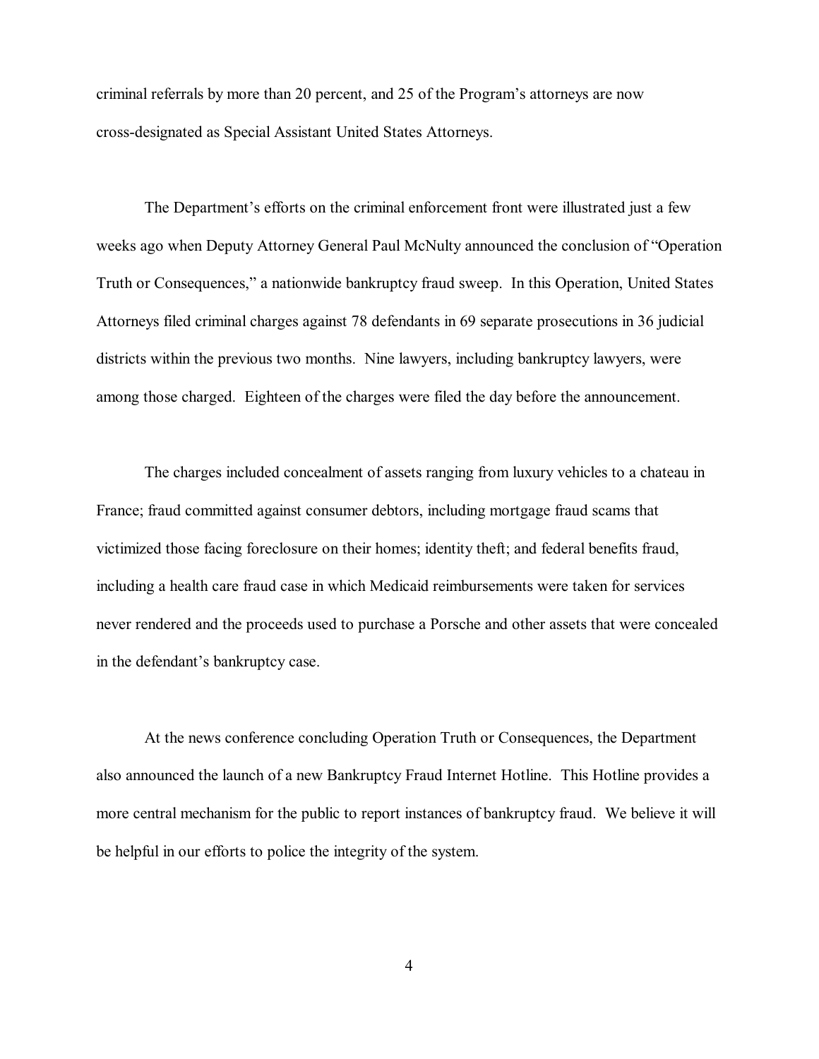criminal referrals by more than 20 percent, and 25 of the Program's attorneys are now cross-designated as Special Assistant United States Attorneys.

The Department's efforts on the criminal enforcement front were illustrated just a few weeks ago when Deputy Attorney General Paul McNulty announced the conclusion of "Operation Truth or Consequences," a nationwide bankruptcy fraud sweep. In this Operation, United States Attorneys filed criminal charges against 78 defendants in 69 separate prosecutions in 36 judicial districts within the previous two months. Nine lawyers, including bankruptcy lawyers, were among those charged. Eighteen of the charges were filed the day before the announcement.

The charges included concealment of assets ranging from luxury vehicles to a chateau in France; fraud committed against consumer debtors, including mortgage fraud scams that victimized those facing foreclosure on their homes; identity theft; and federal benefits fraud, including a health care fraud case in which Medicaid reimbursements were taken for services never rendered and the proceeds used to purchase a Porsche and other assets that were concealed in the defendant's bankruptcy case.

At the news conference concluding Operation Truth or Consequences, the Department also announced the launch of a new Bankruptcy Fraud Internet Hotline. This Hotline provides a more central mechanism for the public to report instances of bankruptcy fraud. We believe it will be helpful in our efforts to police the integrity of the system.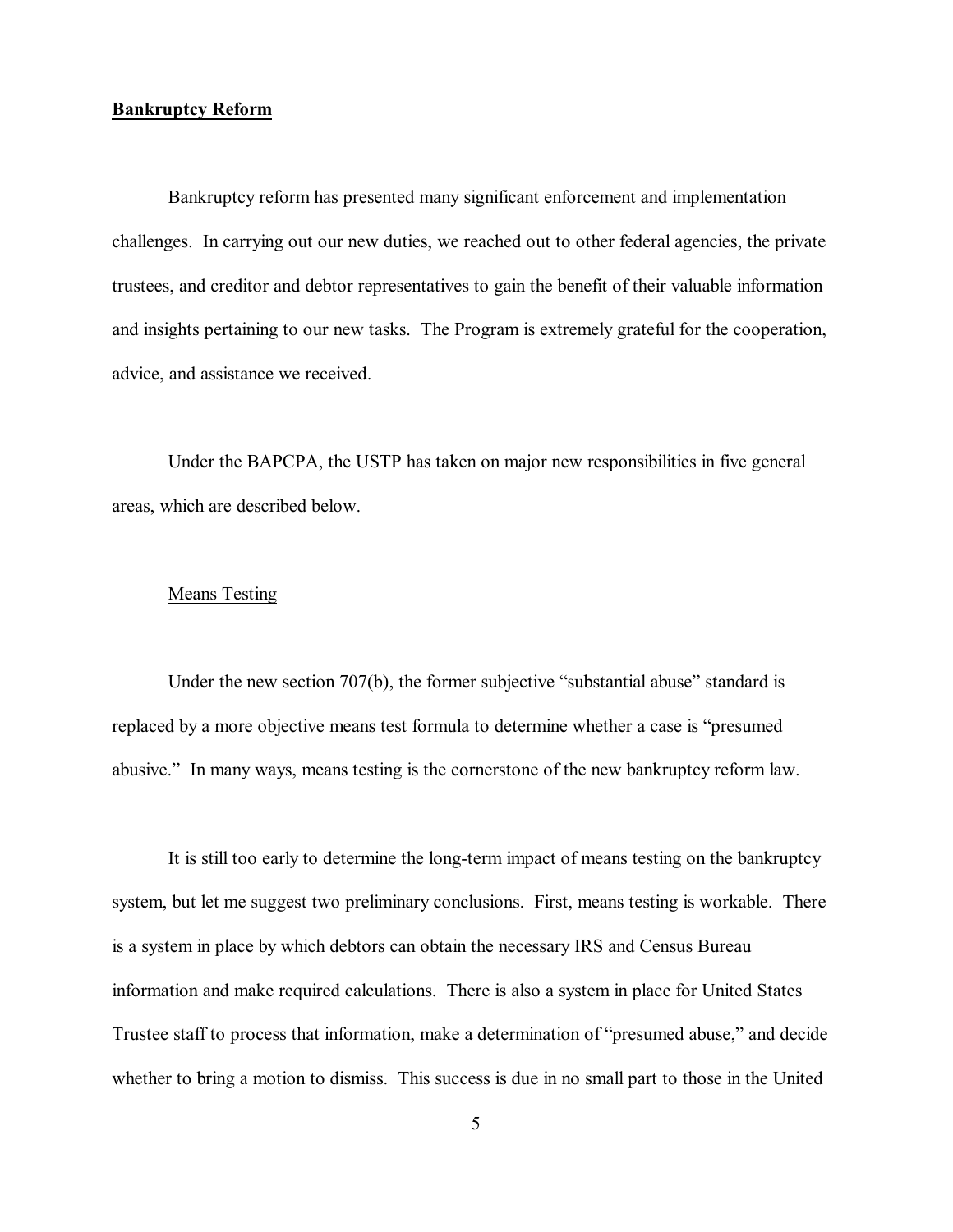## **Bankruptcy Reform**

Bankruptcy reform has presented many significant enforcement and implementation challenges. In carrying out our new duties, we reached out to other federal agencies, the private trustees, and creditor and debtor representatives to gain the benefit of their valuable information and insights pertaining to our new tasks. The Program is extremely grateful for the cooperation, advice, and assistance we received.

Under the BAPCPA, the USTP has taken on major new responsibilities in five general areas, which are described below.

### Means Testing

Under the new section 707(b), the former subjective "substantial abuse" standard is replaced by a more objective means test formula to determine whether a case is "presumed abusive." In many ways, means testing is the cornerstone of the new bankruptcy reform law.

It is still too early to determine the long-term impact of means testing on the bankruptcy system, but let me suggest two preliminary conclusions. First, means testing is workable. There is a system in place by which debtors can obtain the necessary IRS and Census Bureau information and make required calculations. There is also a system in place for United States Trustee staff to process that information, make a determination of "presumed abuse," and decide whether to bring a motion to dismiss. This success is due in no small part to those in the United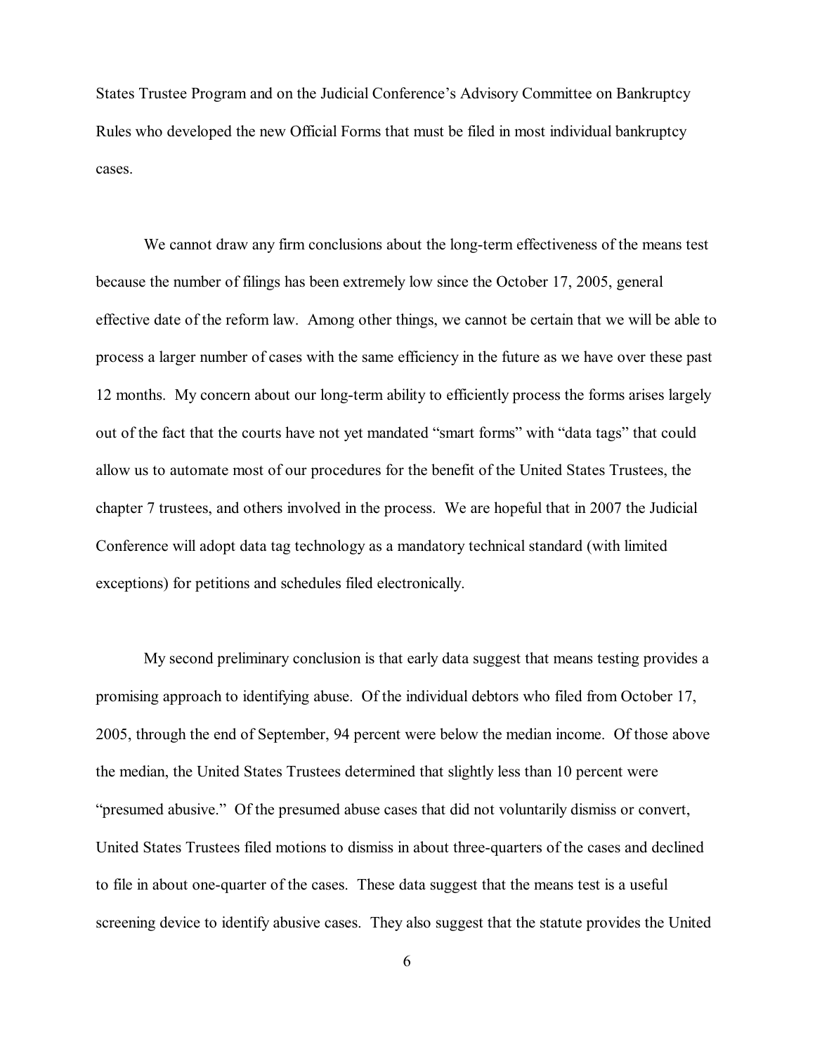States Trustee Program and on the Judicial Conference's Advisory Committee on Bankruptcy Rules who developed the new Official Forms that must be filed in most individual bankruptcy cases.

We cannot draw any firm conclusions about the long-term effectiveness of the means test because the number of filings has been extremely low since the October 17, 2005, general effective date of the reform law. Among other things, we cannot be certain that we will be able to process a larger number of cases with the same efficiency in the future as we have over these past 12 months. My concern about our long-term ability to efficiently process the forms arises largely out of the fact that the courts have not yet mandated "smart forms" with "data tags" that could allow us to automate most of our procedures for the benefit of the United States Trustees, the chapter 7 trustees, and others involved in the process. We are hopeful that in 2007 the Judicial Conference will adopt data tag technology as a mandatory technical standard (with limited exceptions) for petitions and schedules filed electronically.

My second preliminary conclusion is that early data suggest that means testing provides a promising approach to identifying abuse. Of the individual debtors who filed from October 17, 2005, through the end of September, 94 percent were below the median income. Of those above the median, the United States Trustees determined that slightly less than 10 percent were "presumed abusive." Of the presumed abuse cases that did not voluntarily dismiss or convert, United States Trustees filed motions to dismiss in about three-quarters of the cases and declined to file in about one-quarter of the cases. These data suggest that the means test is a useful screening device to identify abusive cases. They also suggest that the statute provides the United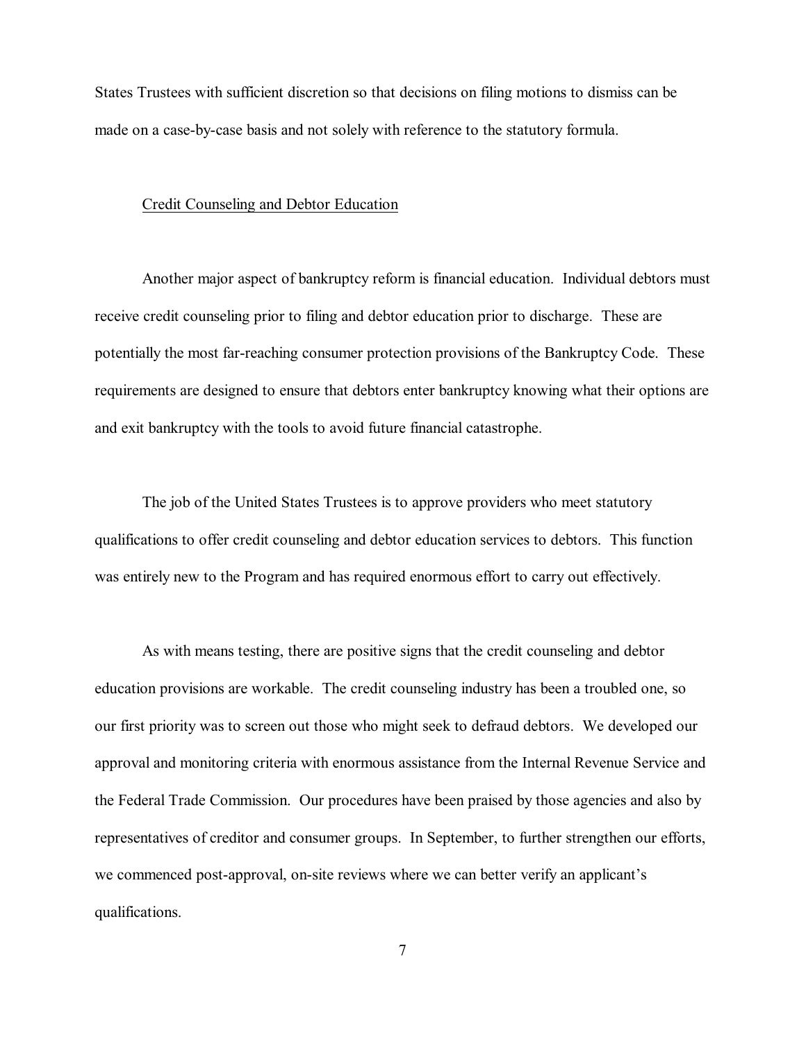States Trustees with sufficient discretion so that decisions on filing motions to dismiss can be made on a case-by-case basis and not solely with reference to the statutory formula.

<u>Credit Counseling and Debtor Education</u>

Another major aspect of bankruptcy reform is financial education. Individual debtors must receive credit counseling prior to filing and debtor education prior to discharge. These are potentially the most far-reaching consumer protection provisions of the Bankruptcy Code. These requirements are designed to ensure that debtors enter bankruptcy knowing what their options are and exit bankruptcy with the tools to avoid future financial catastrophe.

The job of the United States Trustees is to approve providers who meet statutory qualifications to offer credit counseling and debtor education services to debtors. This function was entirely new to the Program and has required enormous effort to carry out effectively.

As with means testing, there are positive signs that the credit counseling and debtor education provisions are workable. The credit counseling industry has been a troubled one, so our first priority was to screen out those who might seek to defraud debtors. We developed our approval and monitoring criteria with enormous assistance from the Internal Revenue Service and the Federal Trade Commission. Our procedures have been praised by those agencies and also by representatives of creditor and consumer groups. In September, to further strengthen our efforts, we commenced post-approval, on-site reviews where we can better verify an applicant's qualifications.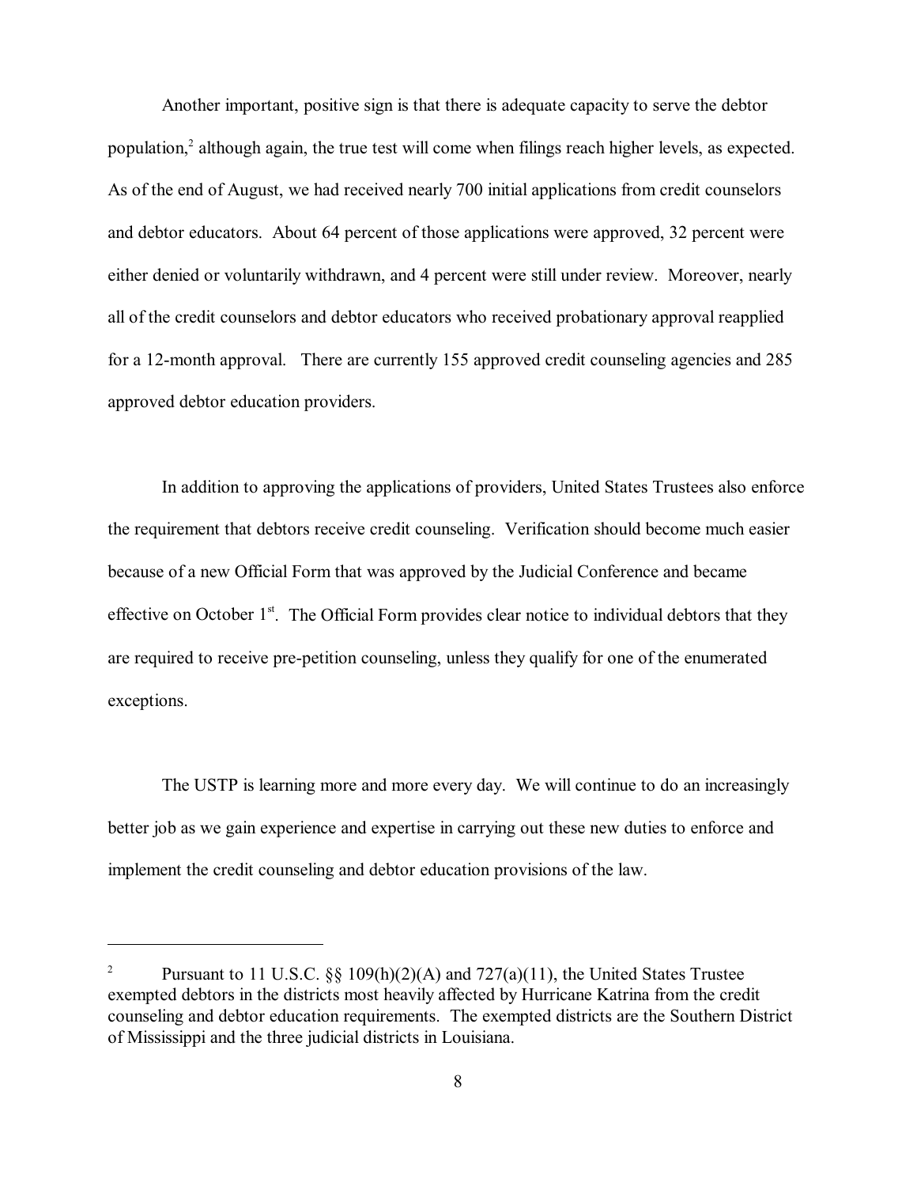Another important, positive sign is that there is adequate capacity to serve the debtor population,[2] although again, the true test will come when filings reach higher levels, as expected. As of the end of August, we had received nearly 700 initial applications from credit counselors and debtor educators. About 64 percent of those applications were approved, 32 percent were either denied or voluntarily withdrawn, and 4 percent were still under review. Moreover, nearly all of the credit counselors and debtor educators who received probationary approval reapplied for a 12-month approval. There are currently 155 approved credit counseling agencies and 285 approved debtor education providers.

In addition to approving the applications of providers, United States Trustees also enforce the requirement that debtors receive credit counseling. Verification should become much easier because of a new Official Form that was approved by the Judicial Conference and became effective on October 1st. The Official Form provides clear notice to individual debtors that they are required to receive pre-petition counseling, unless they qualify for one of the enumerated exceptions.

The USTP is learning more and more every day. We will continue to do an increasingly better job as we gain experience and expertise in carrying out these new duties to enforce and implement the credit counseling and debtor education provisions of the law.

---

[2] Pursuant to 11 U.S.C. §§ 109(h)(2)(A) and 727(a)(11), the United States Trustee exempted debtors in the districts most heavily affected by Hurricane Katrina from the credit counseling and debtor education requirements. The exempted districts are the Southern District of Mississippi and the three judicial districts in Louisiana.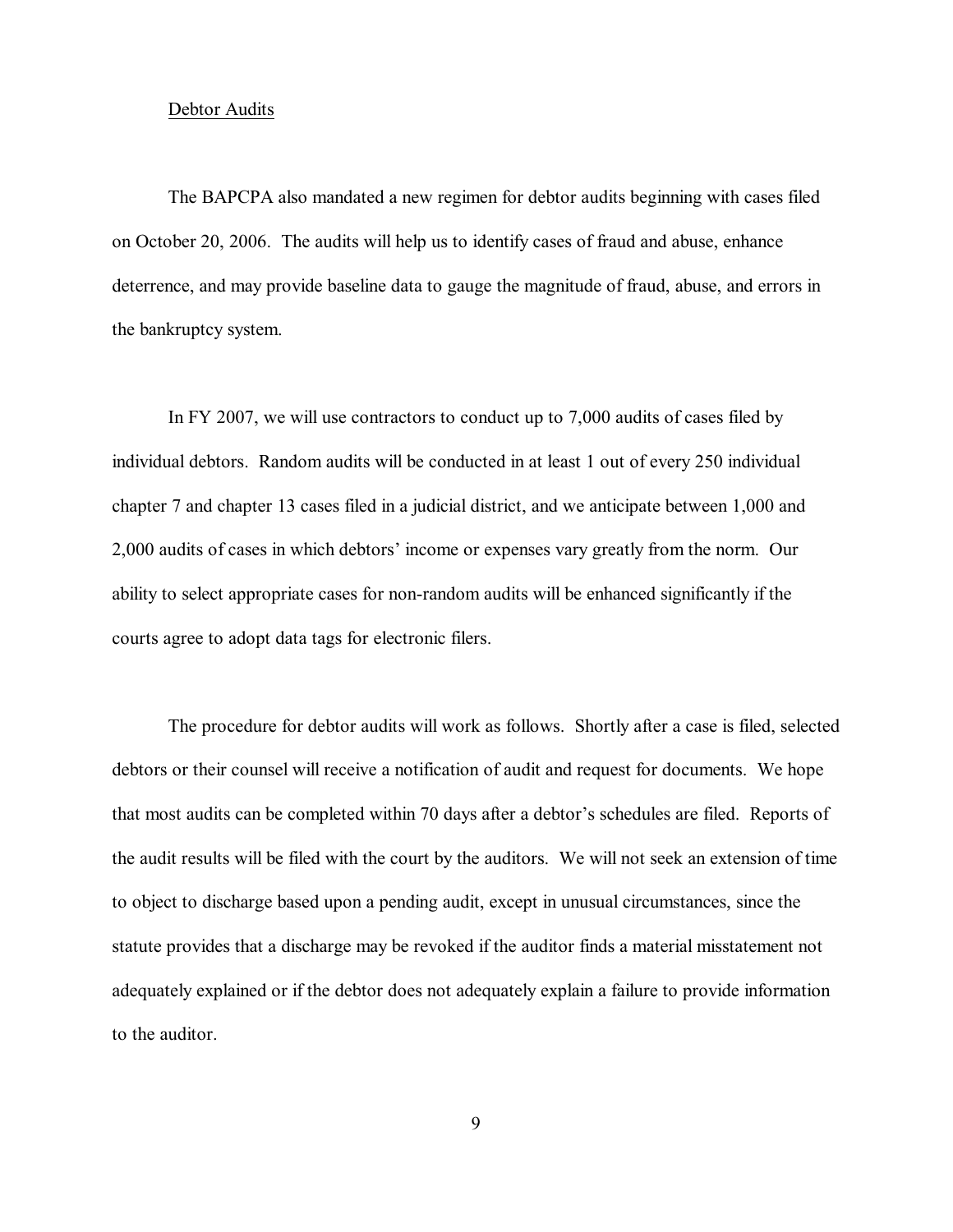## Debtor Audits

The BAPCPA also mandated a new regimen for debtor audits beginning with cases filed on October 20, 2006. The audits will help us to identify cases of fraud and abuse, enhance deterrence, and may provide baseline data to gauge the magnitude of fraud, abuse, and errors in the bankruptcy system.

In FY 2007, we will use contractors to conduct up to 7,000 audits of cases filed by individual debtors. Random audits will be conducted in at least 1 out of every 250 individual chapter 7 and chapter 13 cases filed in a judicial district, and we anticipate between 1,000 and 2,000 audits of cases in which debtors' income or expenses vary greatly from the norm. Our ability to select appropriate cases for non-random audits will be enhanced significantly if the courts agree to adopt data tags for electronic filers.

The procedure for debtor audits will work as follows. Shortly after a case is filed, selected debtors or their counsel will receive a notification of audit and request for documents. We hope that most audits can be completed within 70 days after a debtor's schedules are filed. Reports of the audit results will be filed with the court by the auditors. We will not seek an extension of time to object to discharge based upon a pending audit, except in unusual circumstances, since the statute provides that a discharge may be revoked if the auditor finds a material misstatement not adequately explained or if the debtor does not adequately explain a failure to provide information to the auditor.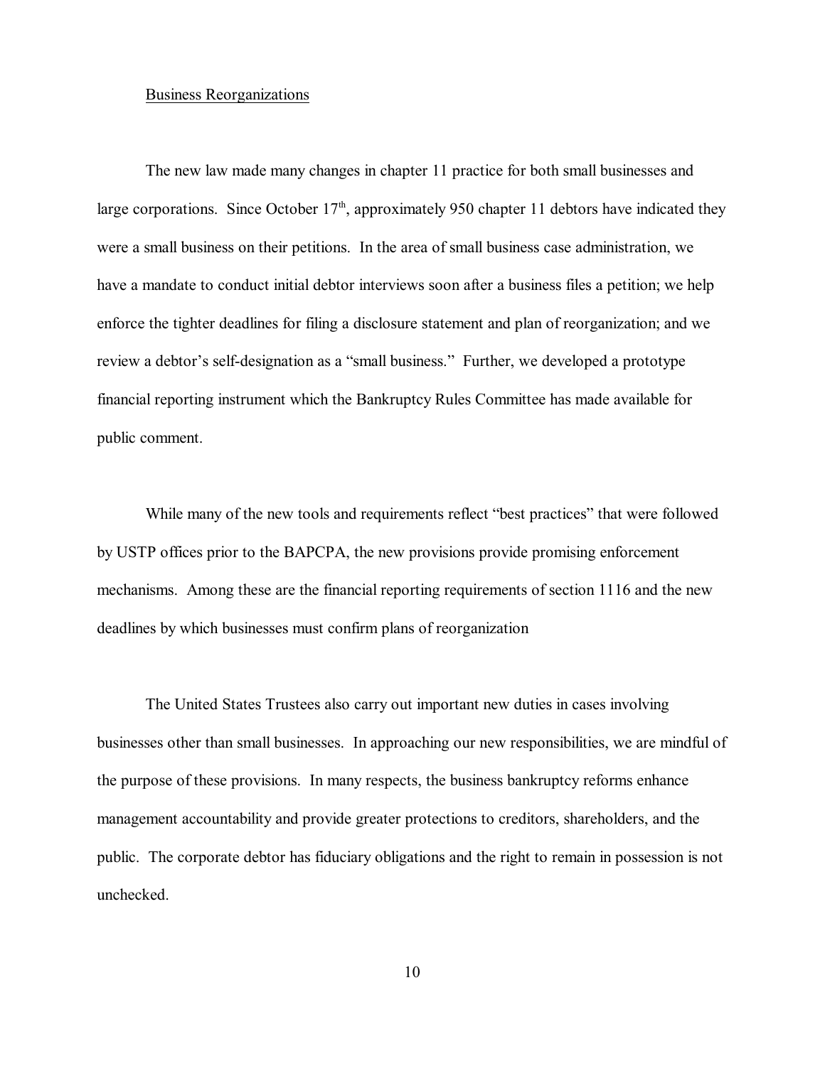## Business Reorganizations

The new law made many changes in chapter 11 practice for both small businesses and large corporations. Since October 17th, approximately 950 chapter 11 debtors have indicated they were a small business on their petitions. In the area of small business case administration, we have a mandate to conduct initial debtor interviews soon after a business files a petition; we help enforce the tighter deadlines for filing a disclosure statement and plan of reorganization; and we review a debtor's self-designation as a "small business." Further, we developed a prototype financial reporting instrument which the Bankruptcy Rules Committee has made available for public comment.

While many of the new tools and requirements reflect "best practices" that were followed by USTP offices prior to the BAPCPA, the new provisions provide promising enforcement mechanisms. Among these are the financial reporting requirements of section 1116 and the new deadlines by which businesses must confirm plans of reorganization

The United States Trustees also carry out important new duties in cases involving businesses other than small businesses. In approaching our new responsibilities, we are mindful of the purpose of these provisions. In many respects, the business bankruptcy reforms enhance management accountability and provide greater protections to creditors, shareholders, and the public. The corporate debtor has fiduciary obligations and the right to remain in possession is not unchecked.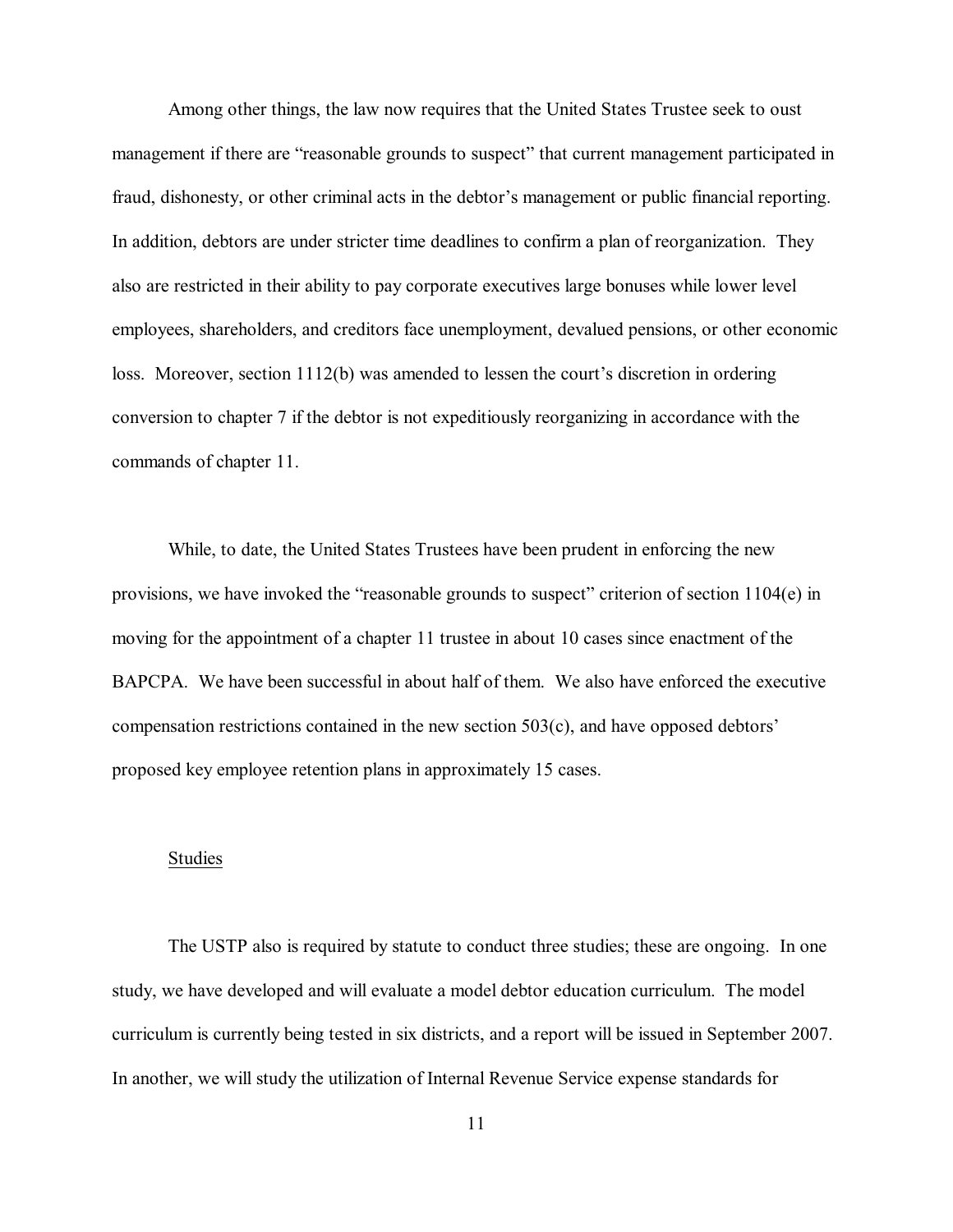Among other things, the law now requires that the United States Trustee seek to oust management if there are "reasonable grounds to suspect" that current management participated in fraud, dishonesty, or other criminal acts in the debtor's management or public financial reporting. In addition, debtors are under stricter time deadlines to confirm a plan of reorganization. They also are restricted in their ability to pay corporate executives large bonuses while lower level employees, shareholders, and creditors face unemployment, devalued pensions, or other economic loss. Moreover, section 1112(b) was amended to lessen the court's discretion in ordering conversion to chapter 7 if the debtor is not expeditiously reorganizing in accordance with the commands of chapter 11.

While, to date, the United States Trustees have been prudent in enforcing the new provisions, we have invoked the "reasonable grounds to suspect" criterion of section 1104(e) in moving for the appointment of a chapter 11 trustee in about 10 cases since enactment of the BAPCPA. We have been successful in about half of them. We also have enforced the executive compensation restrictions contained in the new section 503(c), and have opposed debtors' proposed key employee retention plans in approximately 15 cases.

<u>Studies</u>

The USTP also is required by statute to conduct three studies; these are ongoing. In one study, we have developed and will evaluate a model debtor education curriculum. The model curriculum is currently being tested in six districts, and a report will be issued in September 2007. In another, we will study the utilization of Internal Revenue Service expense standards for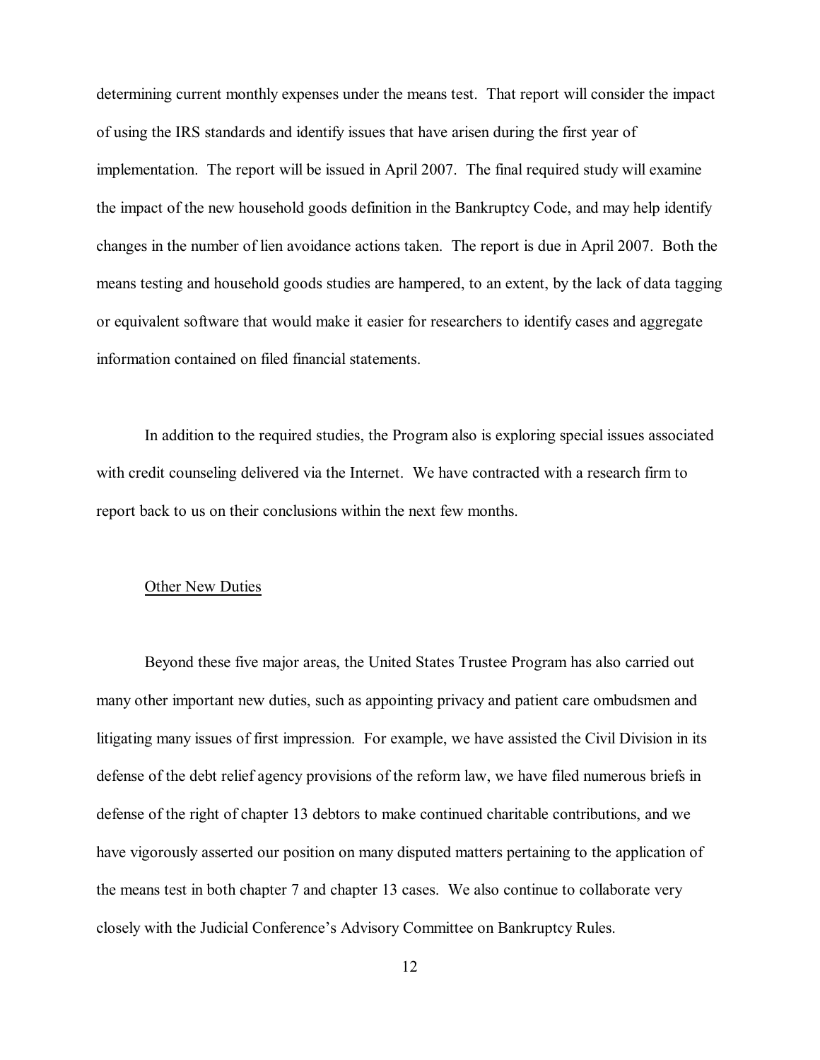determining current monthly expenses under the means test. That report will consider the impact of using the IRS standards and identify issues that have arisen during the first year of implementation. The report will be issued in April 2007. The final required study will examine the impact of the new household goods definition in the Bankruptcy Code, and may help identify changes in the number of lien avoidance actions taken. The report is due in April 2007. Both the means testing and household goods studies are hampered, to an extent, by the lack of data tagging or equivalent software that would make it easier for researchers to identify cases and aggregate information contained on filed financial statements.

In addition to the required studies, the Program also is exploring special issues associated with credit counseling delivered via the Internet. We have contracted with a research firm to report back to us on their conclusions within the next few months.

## Other New Duties

Beyond these five major areas, the United States Trustee Program has also carried out many other important new duties, such as appointing privacy and patient care ombudsmen and litigating many issues of first impression. For example, we have assisted the Civil Division in its defense of the debt relief agency provisions of the reform law, we have filed numerous briefs in defense of the right of chapter 13 debtors to make continued charitable contributions, and we have vigorously asserted our position on many disputed matters pertaining to the application of the means test in both chapter 7 and chapter 13 cases. We also continue to collaborate very closely with the Judicial Conference's Advisory Committee on Bankruptcy Rules.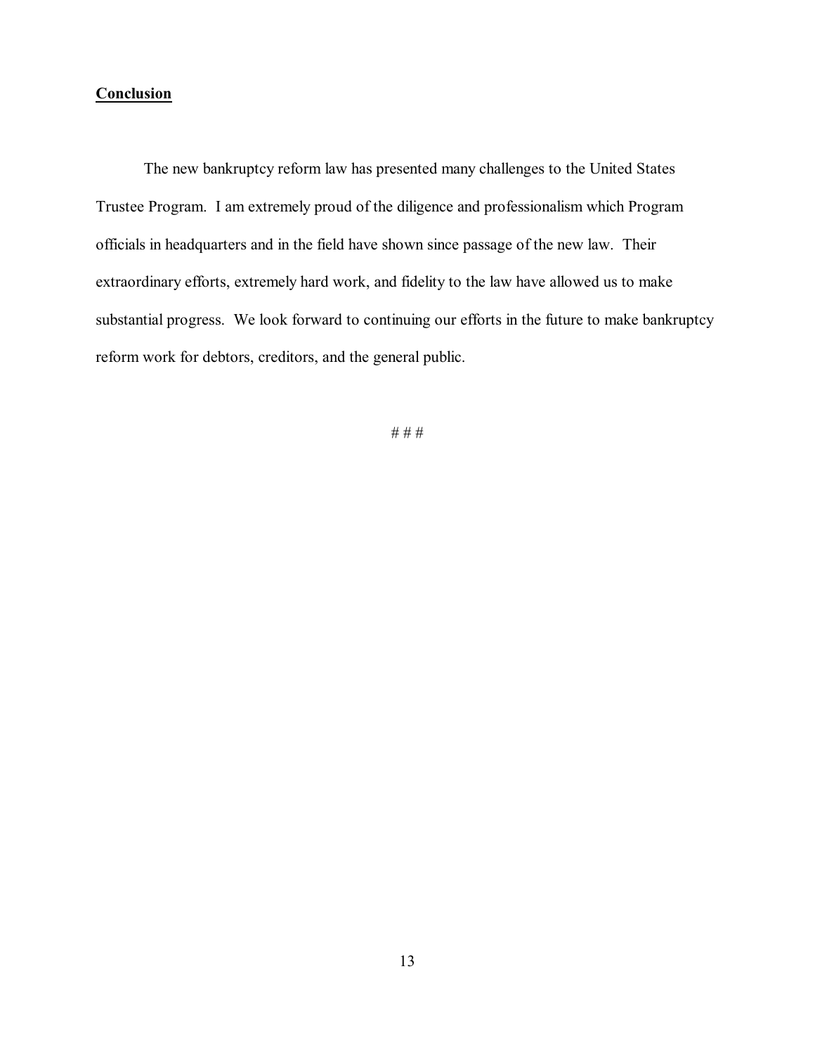## **Conclusion**

The new bankruptcy reform law has presented many challenges to the United States Trustee Program. I am extremely proud of the diligence and professionalism which Program officials in headquarters and in the field have shown since passage of the new law. Their extraordinary efforts, extremely hard work, and fidelity to the law have allowed us to make substantial progress. We look forward to continuing our efforts in the future to make bankruptcy reform work for debtors, creditors, and the general public.

# # #